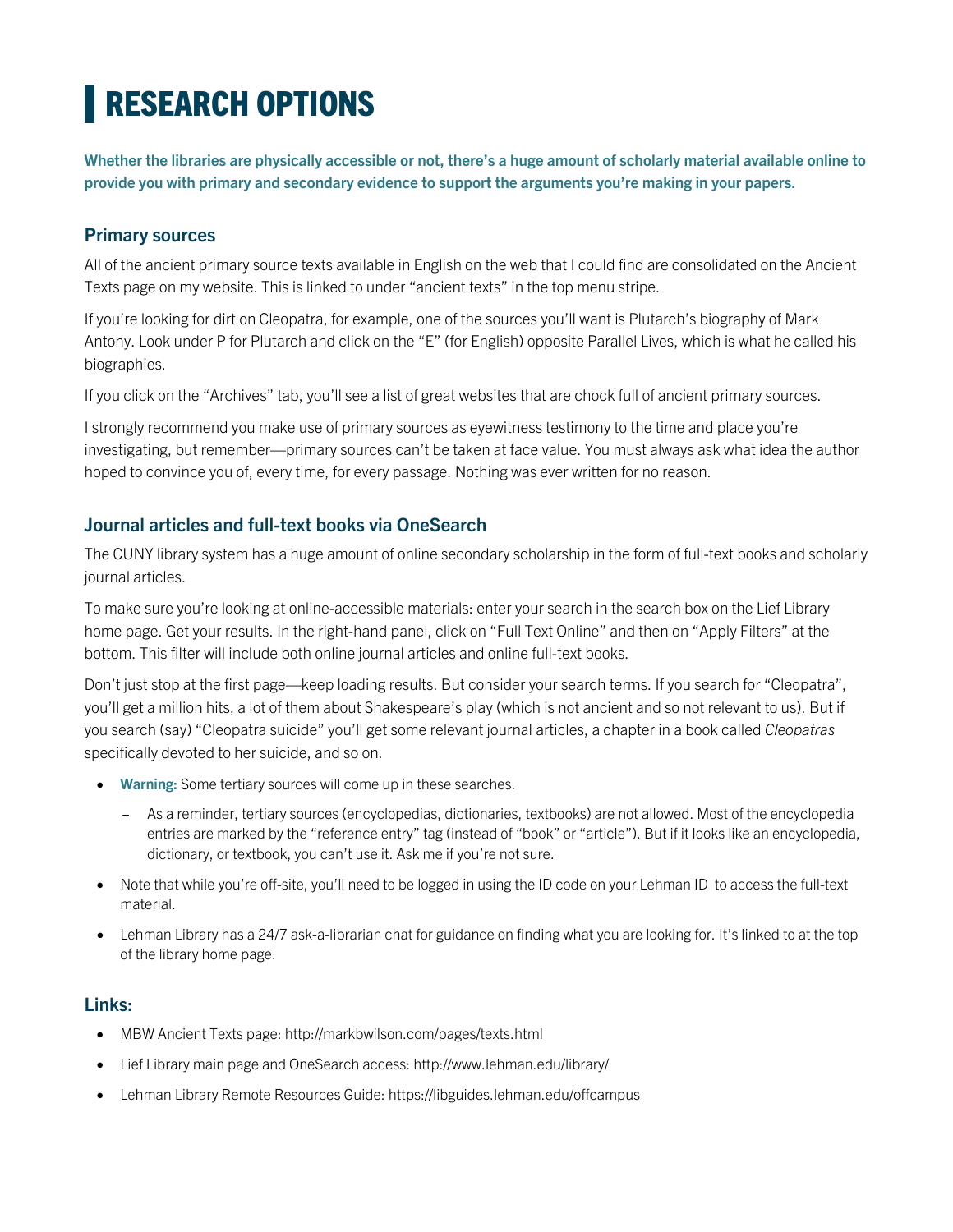# RESEARCH OPTIONS

**Whether the libraries are physically accessible or not, there's a huge amount of scholarly material available online to provide you with primary and secondary evidence to support the arguments you're making in your papers.**

## Primary sources

All of the ancient primary source texts available in English on the web that I could find are consolidated on the Ancient Texts page on my website. This is linked to under "ancient texts" in the top menu stripe.

If you're looking for dirt on Cleopatra, for example, one of the sources you'll want is Plutarch's biography of Mark Antony. Look under P for Plutarch and click on the "E" (for English) opposite Parallel Lives, which is what he called his biographies.

If you click on the "Archives" tab, you'll see a list of great websites that are chock full of ancient primary sources.

I strongly recommend you make use of primary sources as eyewitness testimony to the time and place you're investigating, but remember—primary sources can't be taken at face value. You must always ask what idea the author hoped to convince you of, every time, for every passage. Nothing was ever written for no reason.

## Journal articles and full-text books via OneSearch

The CUNY library system has a huge amount of online secondary scholarship in the form of full-text books and scholarly journal articles.

To make sure you're looking at online-accessible materials: enter your search in the search box on the Lief Library home page. Get your results. In the right-hand panel, click on "Full Text Online" and then on "Apply Filters" at the bottom. This filter will include both online journal articles and online full-text books.

Don't just stop at the first page—keep loading results. But consider your search terms. If you search for "Cleopatra", you'll get a million hits, a lot of them about Shakespeare's play (which is not ancient and so not relevant to us). But if you search (say) "Cleopatra suicide" you'll get some relevant journal articles, a chapter in a book called *Cleopatras* specifically devoted to her suicide, and so on.

- **Warning:** Some tertiary sources will come up in these searches.
  - As a reminder, tertiary sources (encyclopedias, dictionaries, textbooks) are not allowed. Most of the encyclopedia entries are marked by the "reference entry" tag (instead of "book" or "article"). But if it looks like an encyclopedia, dictionary, or textbook, you can't use it. Ask me if you're not sure.
- Note that while you're off-site, you'll need to be logged in using the ID code on your Lehman ID to access the full-text material.
- Lehman Library has a 24/7 ask-a-librarian chat for guidance on finding what you are looking for. It's linked to at the top of the library home page.

## Links:

- MBW Ancient Texts page: http://markbwilson.com/pages/texts.html
- Lief Library main page and OneSearch access: http://www.lehman.edu/library/
- Lehman Library Remote Resources Guide: https://libguides.lehman.edu/offcampus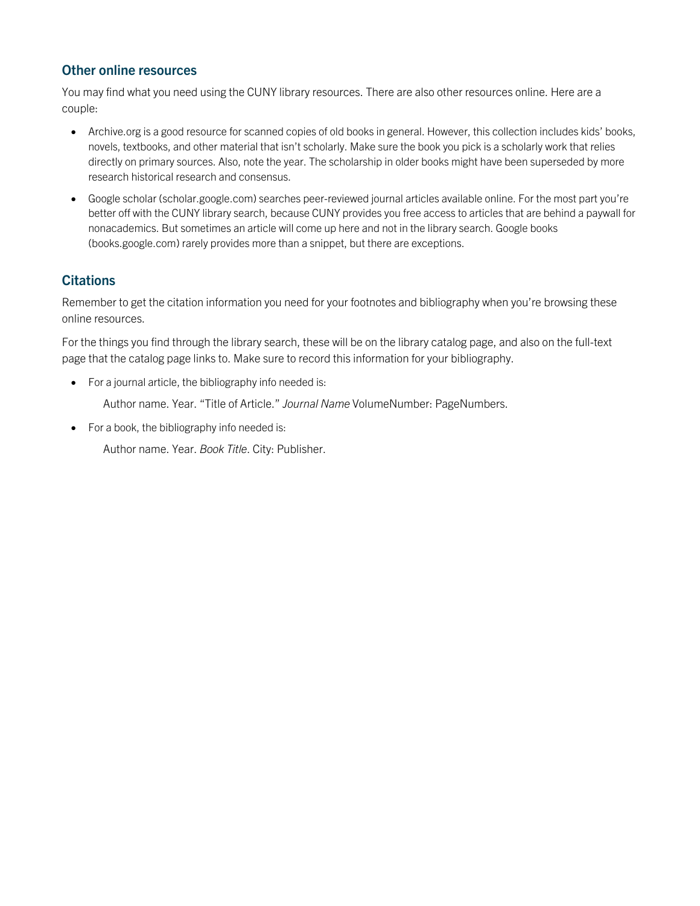## Other online resources

You may find what you need using the CUNY library resources. There are also other resources online. Here are a couple:

- Archive.org is a good resource for scanned copies of old books in general. However, this collection includes kids' books, novels, textbooks, and other material that isn't scholarly. Make sure the book you pick is a scholarly work that relies directly on primary sources. Also, note the year. The scholarship in older books might have been superseded by more research historical research and consensus.
- Google scholar (scholar.google.com) searches peer-reviewed journal articles available online. For the most part you're better off with the CUNY library search, because CUNY provides you free access to articles that are behind a paywall for nonacademics. But sometimes an article will come up here and not in the library search. Google books (books.google.com) rarely provides more than a snippet, but there are exceptions.

## Citations

Remember to get the citation information you need for your footnotes and bibliography when you're browsing these online resources.

For the things you find through the library search, these will be on the library catalog page, and also on the full-text page that the catalog page links to. Make sure to record this information for your bibliography.

- For a journal article, the bibliography info needed is:

  Author name. Year. "Title of Article." *Journal Name* VolumeNumber: PageNumbers.

- For a book, the bibliography info needed is:

  Author name. Year. *Book Title*. City: Publisher.